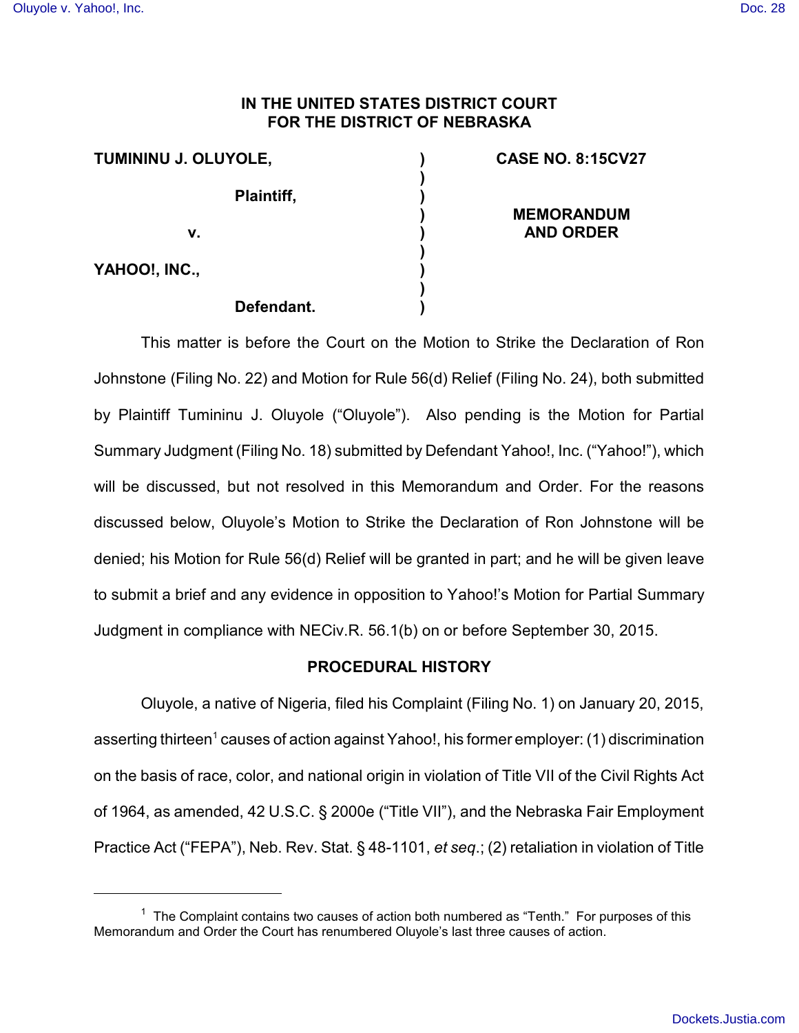**IN THE UNITED STATES DISTRICT COURT**
**FOR THE DISTRICT OF NEBRASKA**

| | | |
|---|---|---|
| **TUMININU J. OLUYOLE,** | ) | **CASE NO. 8:15CV27** |
| | ) | |
| **Plaintiff,** | ) | |
| | ) | **MEMORANDUM** |
| **v.** | ) | **AND ORDER** |
| | ) | |
| **YAHOO!, INC.,** | ) | |
| | ) | |
| **Defendant.** | ) | |

This matter is before the Court on the Motion to Strike the Declaration of Ron Johnstone (Filing No. 22) and Motion for Rule 56(d) Relief (Filing No. 24), both submitted by Plaintiff Tumininu J. Oluyole ("Oluyole"). Also pending is the Motion for Partial Summary Judgment (Filing No. 18) submitted by Defendant Yahoo!, Inc. ("Yahoo!"), which will be discussed, but not resolved in this Memorandum and Order. For the reasons discussed below, Oluyole's Motion to Strike the Declaration of Ron Johnstone will be denied; his Motion for Rule 56(d) Relief will be granted in part; and he will be given leave to submit a brief and any evidence in opposition to Yahoo!'s Motion for Partial Summary Judgment in compliance with NECiv.R. 56.1(b) on or before September 30, 2015.

## PROCEDURAL HISTORY

Oluyole, a native of Nigeria, filed his Complaint (Filing No. 1) on January 20, 2015, asserting thirteen[1] causes of action against Yahoo!, his former employer: (1) discrimination on the basis of race, color, and national origin in violation of Title VII of the Civil Rights Act of 1964, as amended, 42 U.S.C. § 2000e ("Title VII"), and the Nebraska Fair Employment Practice Act ("FEPA"), Neb. Rev. Stat. § 48-1101, *et seq.*; (2) retaliation in violation of Title

[1] The Complaint contains two causes of action both numbered as "Tenth." For purposes of this Memorandum and Order the Court has renumbered Oluyole's last three causes of action.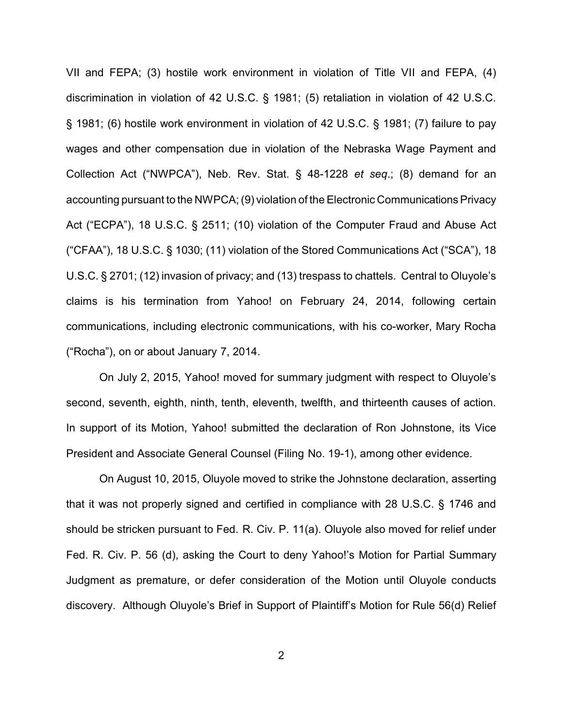VII and FEPA; (3) hostile work environment in violation of Title VII and FEPA, (4) discrimination in violation of 42 U.S.C. § 1981; (5) retaliation in violation of 42 U.S.C. § 1981; (6) hostile work environment in violation of 42 U.S.C. § 1981; (7) failure to pay wages and other compensation due in violation of the Nebraska Wage Payment and Collection Act ("NWPCA"), Neb. Rev. Stat. § 48-1228 *et seq*.; (8) demand for an accounting pursuant to the NWPCA; (9) violation of the Electronic Communications Privacy Act ("ECPA"), 18 U.S.C. § 2511; (10) violation of the Computer Fraud and Abuse Act ("CFAA"), 18 U.S.C. § 1030; (11) violation of the Stored Communications Act ("SCA"), 18 U.S.C. § 2701; (12) invasion of privacy; and (13) trespass to chattels. Central to Oluyole's claims is his termination from Yahoo! on February 24, 2014, following certain communications, including electronic communications, with his co-worker, Mary Rocha ("Rocha"), on or about January 7, 2014.

On July 2, 2015, Yahoo! moved for summary judgment with respect to Oluyole's second, seventh, eighth, ninth, tenth, eleventh, twelfth, and thirteenth causes of action. In support of its Motion, Yahoo! submitted the declaration of Ron Johnstone, its Vice President and Associate General Counsel (Filing No. 19-1), among other evidence.

On August 10, 2015, Oluyole moved to strike the Johnstone declaration, asserting that it was not properly signed and certified in compliance with 28 U.S.C. § 1746 and should be stricken pursuant to Fed. R. Civ. P. 11(a). Oluyole also moved for relief under Fed. R. Civ. P. 56 (d), asking the Court to deny Yahoo!'s Motion for Partial Summary Judgment as premature, or defer consideration of the Motion until Oluyole conducts discovery. Although Oluyole's Brief in Support of Plaintiff's Motion for Rule 56(d) Relief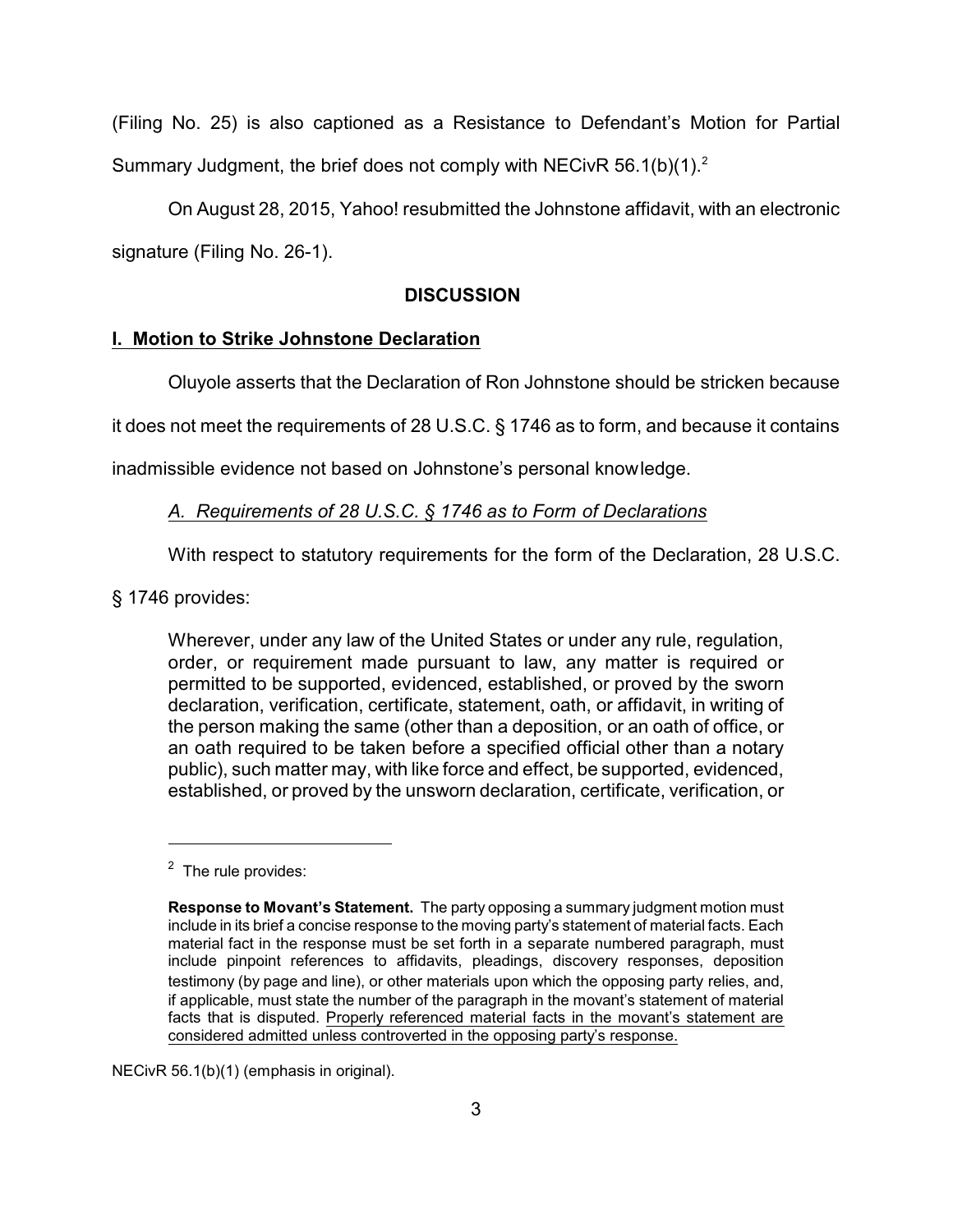(Filing No. 25) is also captioned as a Resistance to Defendant's Motion for Partial Summary Judgment, the brief does not comply with NECivR 56.1(b)(1).[2]

On August 28, 2015, Yahoo! resubmitted the Johnstone affidavit, with an electronic signature (Filing No. 26-1).

## DISCUSSION

### I. Motion to Strike Johnstone Declaration

Oluyole asserts that the Declaration of Ron Johnstone should be stricken because it does not meet the requirements of 28 U.S.C. § 1746 as to form, and because it contains inadmissible evidence not based on Johnstone's personal knowledge.

#### *A. Requirements of 28 U.S.C. § 1746 as to Form of Declarations*

With respect to statutory requirements for the form of the Declaration, 28 U.S.C. § 1746 provides:

> Wherever, under any law of the United States or under any rule, regulation, order, or requirement made pursuant to law, any matter is required or permitted to be supported, evidenced, established, or proved by the sworn declaration, verification, certificate, statement, oath, or affidavit, in writing of the person making the same (other than a deposition, or an oath of office, or an oath required to be taken before a specified official other than a notary public), such matter may, with like force and effect, be supported, evidenced, established, or proved by the unsworn declaration, certificate, verification, or

---

[2] The rule provides:

> **Response to Movant's Statement.** The party opposing a summary judgment motion must include in its brief a concise response to the moving party's statement of material facts. Each material fact in the response must be set forth in a separate numbered paragraph, must include pinpoint references to affidavits, pleadings, discovery responses, deposition testimony (by page and line), or other materials upon which the opposing party relies, and, if applicable, must state the number of the paragraph in the movant's statement of material facts that is disputed. <u>Properly referenced material facts in the movant's statement are considered admitted unless controverted in the opposing party's response.</u>

NECivR 56.1(b)(1) (emphasis in original).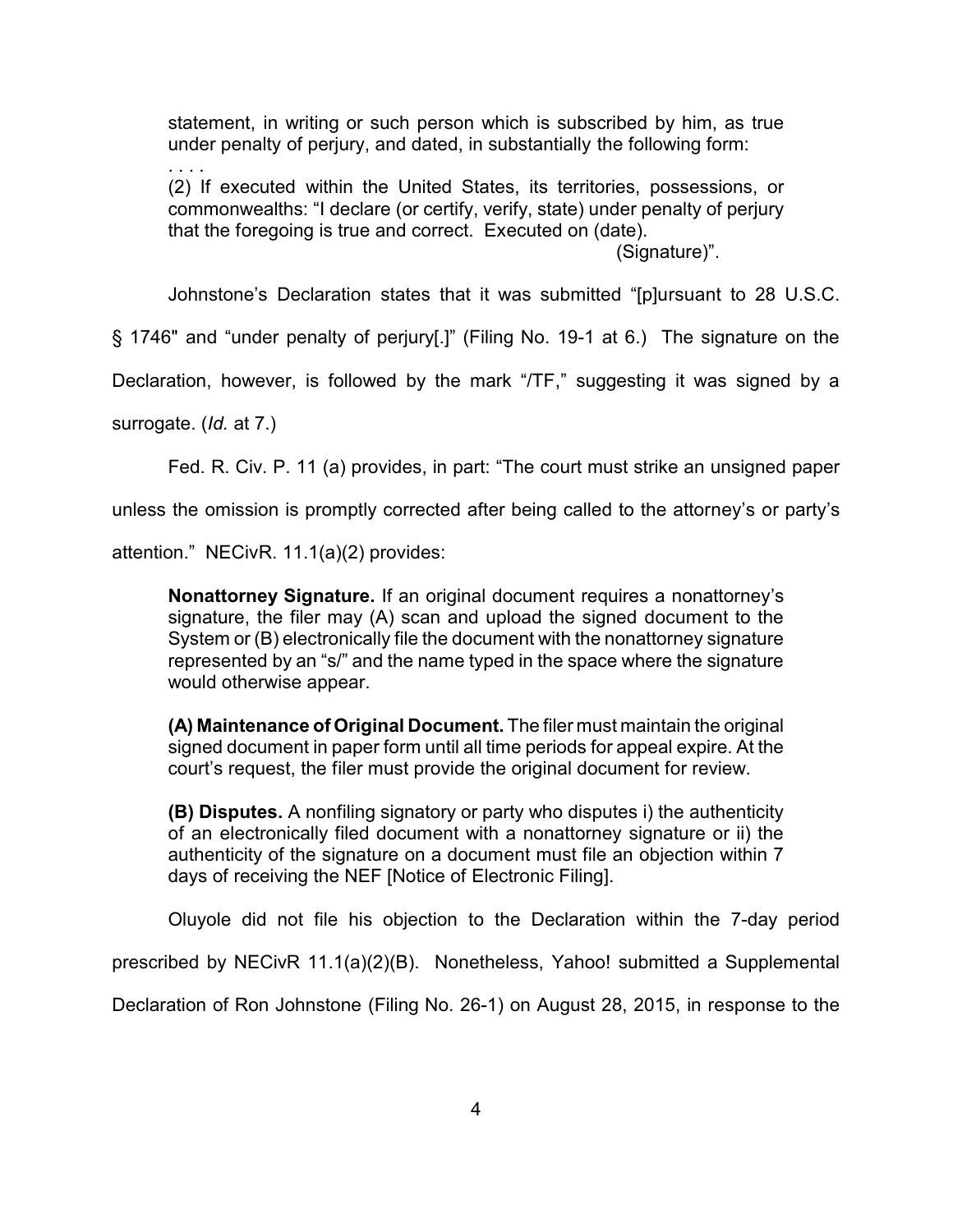> statement, in writing or such person which is subscribed by him, as true under penalty of perjury, and dated, in substantially the following form:
>
> . . . .
>
> (2) If executed within the United States, its territories, possessions, or commonwealths: "I declare (or certify, verify, state) under penalty of perjury that the foregoing is true and correct. Executed on (date).
>
> (Signature)".

Johnstone's Declaration states that it was submitted "[p]ursuant to 28 U.S.C. § 1746" and "under penalty of perjury[.]" (Filing No. 19-1 at 6.) The signature on the Declaration, however, is followed by the mark "/TF," suggesting it was signed by a surrogate. (*Id.* at 7.)

Fed. R. Civ. P. 11 (a) provides, in part: "The court must strike an unsigned paper unless the omission is promptly corrected after being called to the attorney's or party's attention." NECivR. 11.1(a)(2) provides:

> **Nonattorney Signature.** If an original document requires a nonattorney's signature, the filer may (A) scan and upload the signed document to the System or (B) electronically file the document with the nonattorney signature represented by an "s/" and the name typed in the space where the signature would otherwise appear.
>
> **(A) Maintenance of Original Document.** The filer must maintain the original signed document in paper form until all time periods for appeal expire. At the court's request, the filer must provide the original document for review.
>
> **(B) Disputes.** A nonfiling signatory or party who disputes i) the authenticity of an electronically filed document with a nonattorney signature or ii) the authenticity of the signature on a document must file an objection within 7 days of receiving the NEF [Notice of Electronic Filing].

Oluyole did not file his objection to the Declaration within the 7-day period prescribed by NECivR 11.1(a)(2)(B). Nonetheless, Yahoo! submitted a Supplemental Declaration of Ron Johnstone (Filing No. 26-1) on August 28, 2015, in response to the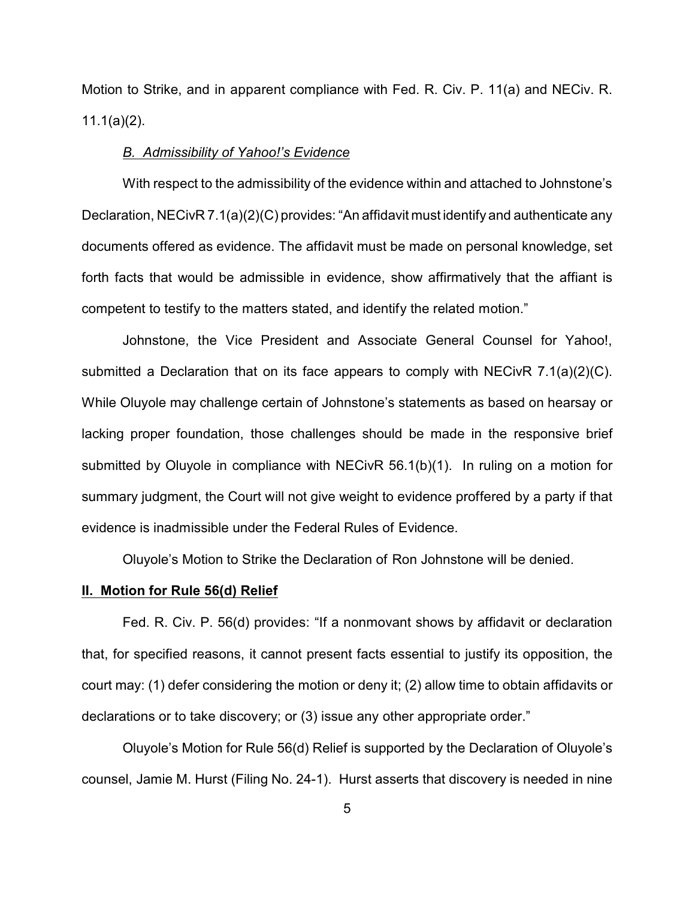Motion to Strike, and in apparent compliance with Fed. R. Civ. P. 11(a) and NECiv. R. 11.1(a)(2).

*B. Admissibility of Yahoo!'s Evidence*

With respect to the admissibility of the evidence within and attached to Johnstone's Declaration, NECivR 7.1(a)(2)(C) provides: "An affidavit must identify and authenticate any documents offered as evidence. The affidavit must be made on personal knowledge, set forth facts that would be admissible in evidence, show affirmatively that the affiant is competent to testify to the matters stated, and identify the related motion."

Johnstone, the Vice President and Associate General Counsel for Yahoo!, submitted a Declaration that on its face appears to comply with NECivR 7.1(a)(2)(C). While Oluyole may challenge certain of Johnstone's statements as based on hearsay or lacking proper foundation, those challenges should be made in the responsive brief submitted by Oluyole in compliance with NECivR 56.1(b)(1). In ruling on a motion for summary judgment, the Court will not give weight to evidence proffered by a party if that evidence is inadmissible under the Federal Rules of Evidence.

Oluyole's Motion to Strike the Declaration of Ron Johnstone will be denied.

## II. Motion for Rule 56(d) Relief

Fed. R. Civ. P. 56(d) provides: "If a nonmovant shows by affidavit or declaration that, for specified reasons, it cannot present facts essential to justify its opposition, the court may: (1) defer considering the motion or deny it; (2) allow time to obtain affidavits or declarations or to take discovery; or (3) issue any other appropriate order."

Oluyole's Motion for Rule 56(d) Relief is supported by the Declaration of Oluyole's counsel, Jamie M. Hurst (Filing No. 24-1). Hurst asserts that discovery is needed in nine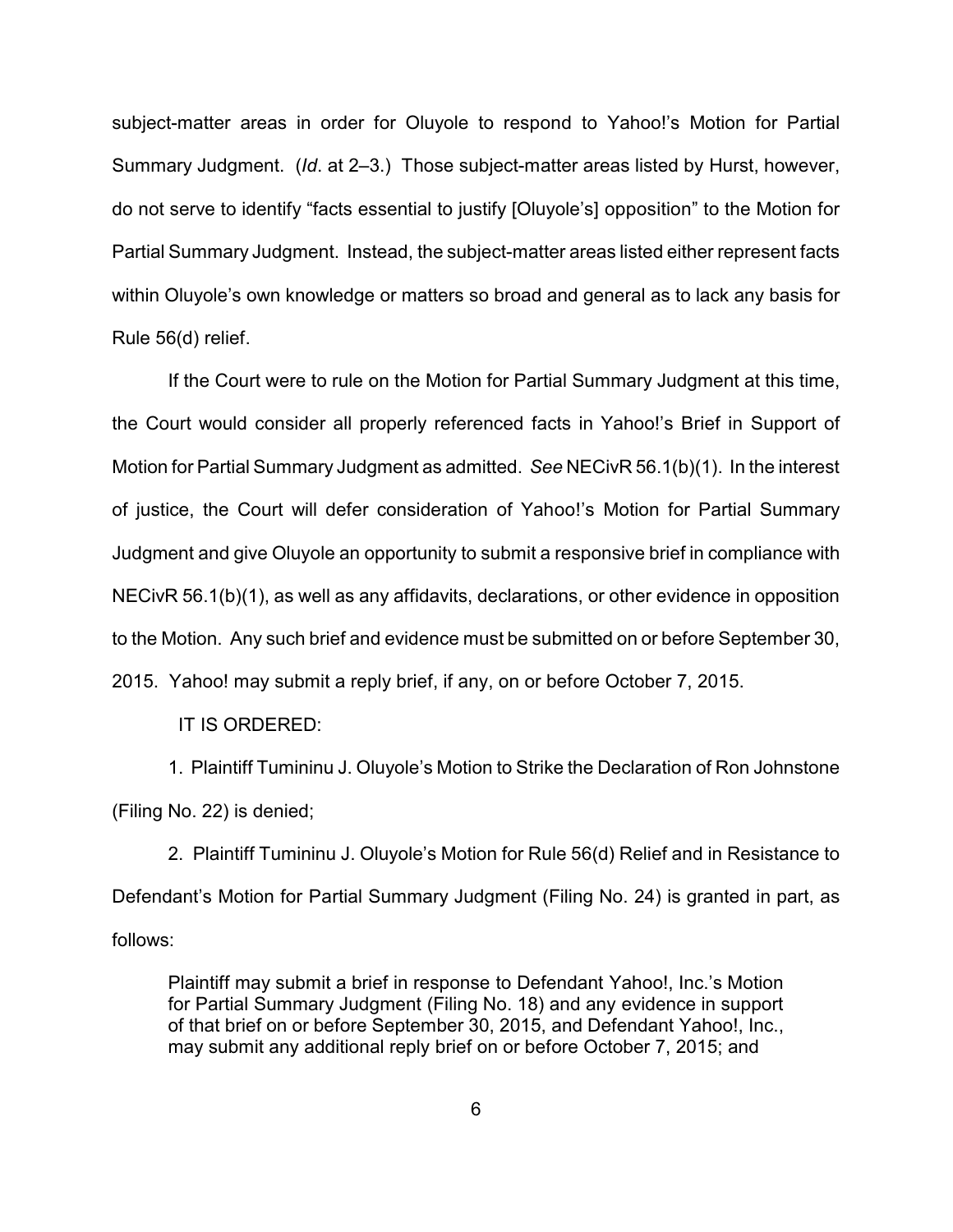subject-matter areas in order for Oluyole to respond to Yahoo!'s Motion for Partial Summary Judgment. (*Id*. at 2–3.) Those subject-matter areas listed by Hurst, however, do not serve to identify "facts essential to justify [Oluyole's] opposition" to the Motion for Partial Summary Judgment. Instead, the subject-matter areas listed either represent facts within Oluyole's own knowledge or matters so broad and general as to lack any basis for Rule 56(d) relief.

If the Court were to rule on the Motion for Partial Summary Judgment at this time, the Court would consider all properly referenced facts in Yahoo!'s Brief in Support of Motion for Partial Summary Judgment as admitted. *See* NECivR 56.1(b)(1). In the interest of justice, the Court will defer consideration of Yahoo!'s Motion for Partial Summary Judgment and give Oluyole an opportunity to submit a responsive brief in compliance with NECivR 56.1(b)(1), as well as any affidavits, declarations, or other evidence in opposition to the Motion. Any such brief and evidence must be submitted on or before September 30, 2015. Yahoo! may submit a reply brief, if any, on or before October 7, 2015.

IT IS ORDERED:

1. Plaintiff Tumininu J. Oluyole's Motion to Strike the Declaration of Ron Johnstone (Filing No. 22) is denied;

2. Plaintiff Tumininu J. Oluyole's Motion for Rule 56(d) Relief and in Resistance to Defendant's Motion for Partial Summary Judgment (Filing No. 24) is granted in part, as follows:

> Plaintiff may submit a brief in response to Defendant Yahoo!, Inc.'s Motion for Partial Summary Judgment (Filing No. 18) and any evidence in support of that brief on or before September 30, 2015, and Defendant Yahoo!, Inc., may submit any additional reply brief on or before October 7, 2015; and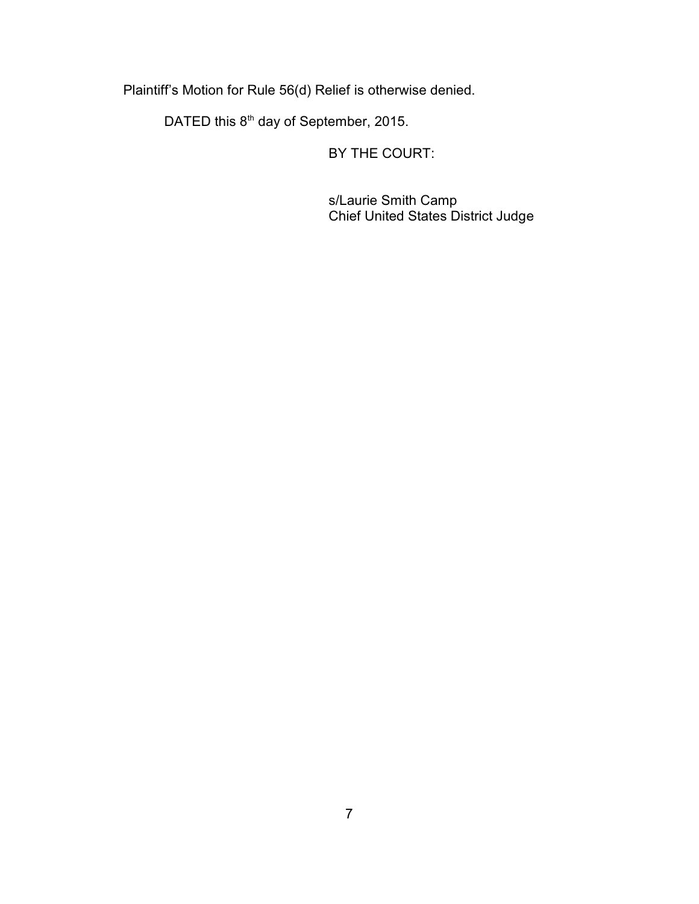Plaintiff's Motion for Rule 56(d) Relief is otherwise denied.

DATED this 8th day of September, 2015.

BY THE COURT:

s/Laurie Smith Camp
Chief United States District Judge